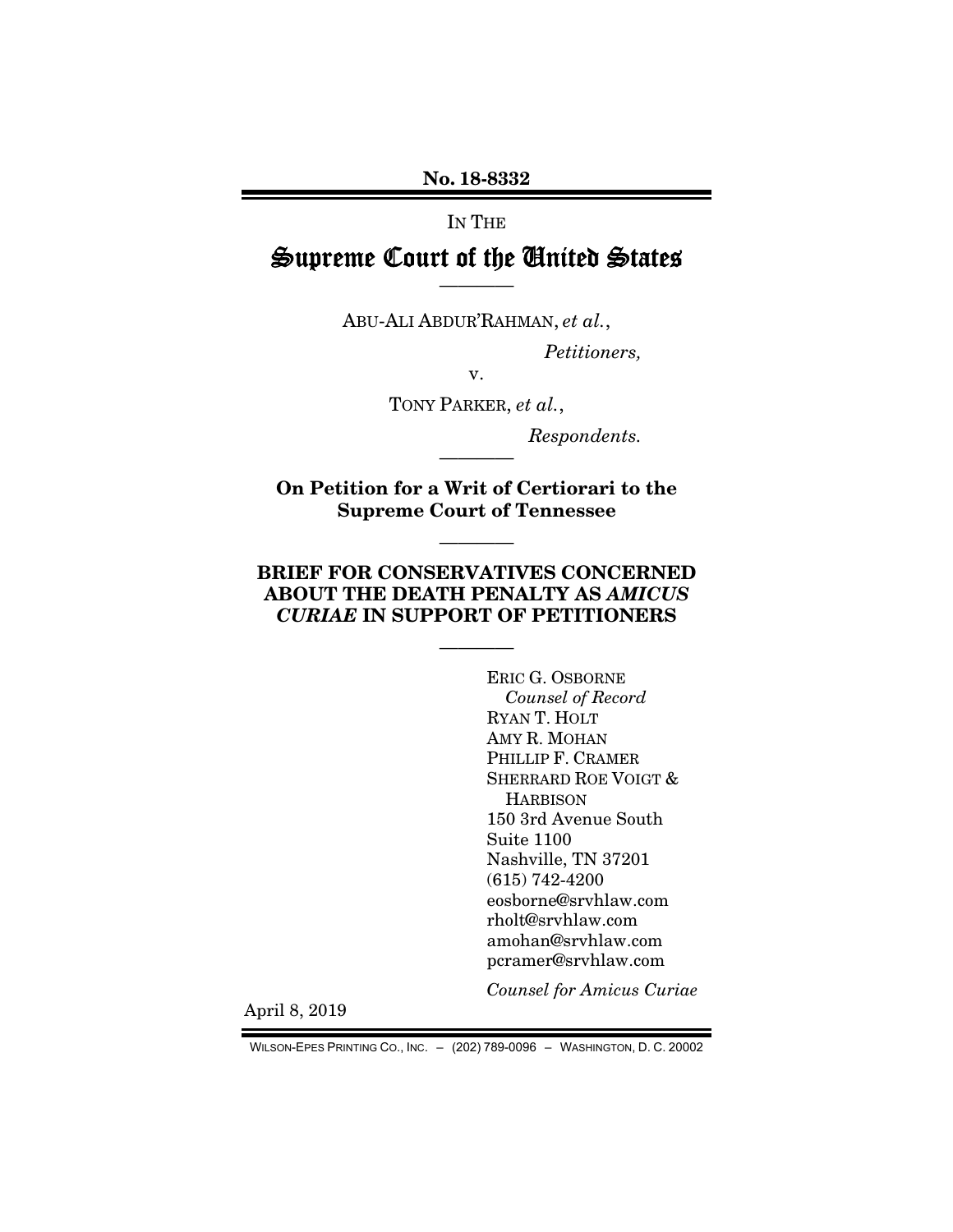**No. 18-8332**

IN THE

# Supreme Court of the United States

———

ABU-ALI ABDUR'RAHMAN, *et al.*,

*Petitioners,*

v.

TONY PARKER, *et al.*,

*Respondents.*

———

**On Petition for a Writ of Certiorari to the Supreme Court of Tennessee**

———

**BRIEF FOR CONSERVATIVES CONCERNED ABOUT THE DEATH PENALTY AS *AMICUS CURIAE* IN SUPPORT OF PETITIONERS**

———

ERIC G. OSBORNE
*Counsel of Record*
RYAN T. HOLT
AMY R. MOHAN
PHILLIP F. CRAMER
SHERRARD ROE VOIGT & HARBISON
150 3rd Avenue South
Suite 1100
Nashville, TN 37201
(615) 742-4200
eosborne@srvhlaw.com
rholt@srvhlaw.com
amohan@srvhlaw.com
pcramer@srvhlaw.com

*Counsel for Amicus Curiae*

April 8, 2019

WILSON-EPES PRINTING CO., INC. – (202) 789-0096 – WASHINGTON, D. C. 20002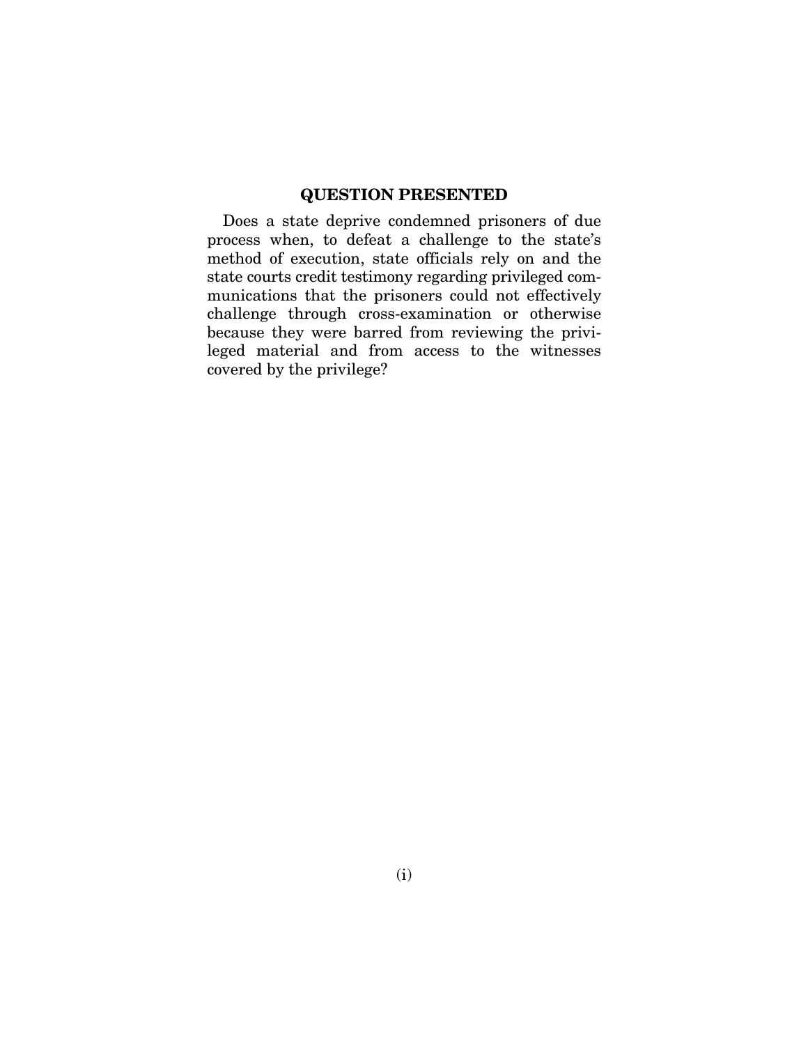## QUESTION PRESENTED

Does a state deprive condemned prisoners of due process when, to defeat a challenge to the state's method of execution, state officials rely on and the state courts credit testimony regarding privileged communications that the prisoners could not effectively challenge through cross-examination or otherwise because they were barred from reviewing the privileged material and from access to the witnesses covered by the privilege?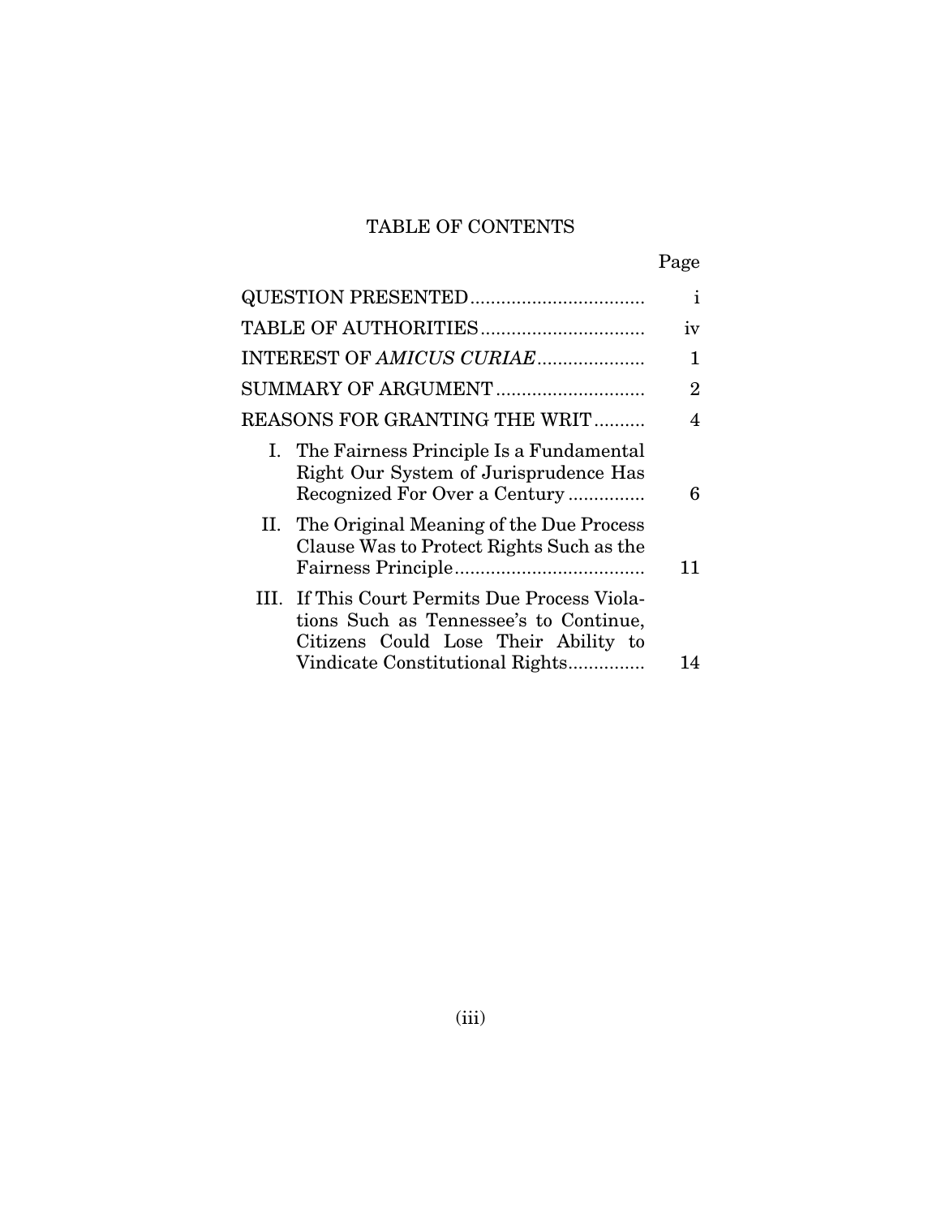# TABLE OF CONTENTS

| | Page |
|---|---|
| QUESTION PRESENTED | i |
| TABLE OF AUTHORITIES | iv |
| INTEREST OF *AMICUS CURIAE* | 1 |
| SUMMARY OF ARGUMENT | 2 |
| REASONS FOR GRANTING THE WRIT | 4 |
| I. The Fairness Principle Is a Fundamental Right Our System of Jurisprudence Has Recognized For Over a Century | 6 |
| II. The Original Meaning of the Due Process Clause Was to Protect Rights Such as the Fairness Principle | 11 |
| III. If This Court Permits Due Process Violations Such as Tennessee's to Continue, Citizens Could Lose Their Ability to Vindicate Constitutional Rights | 14 |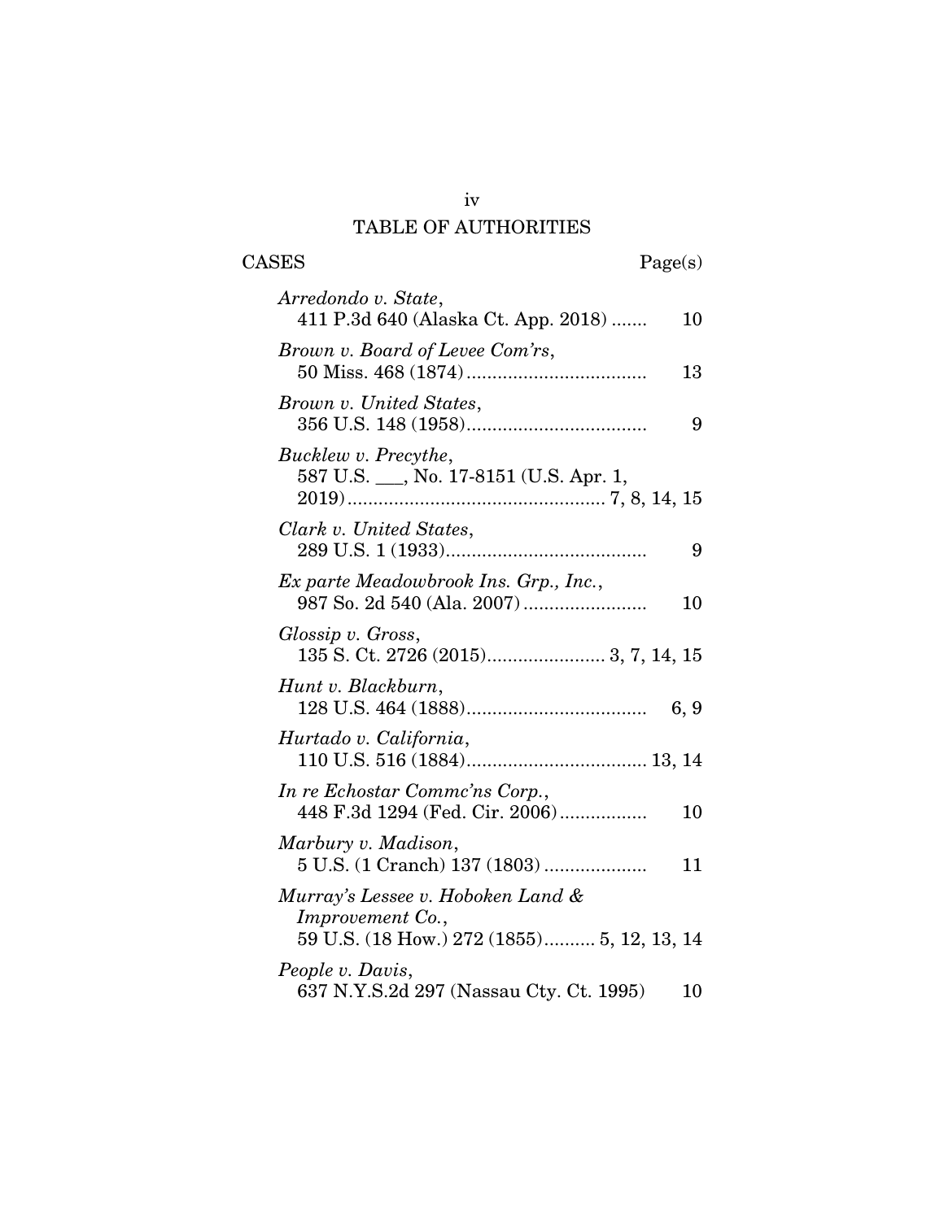# TABLE OF AUTHORITIES

CASES Page(s)

*Arredondo v. State*,
411 P.3d 640 (Alaska Ct. App. 2018) ....... 10

*Brown v. Board of Levee Com'rs*,
50 Miss. 468 (1874) .................................. 13

*Brown v. United States*,
356 U.S. 148 (1958) .................................. 9

*Bucklew v. Precythe*,
587 U.S. ___, No. 17-8151 (U.S. Apr. 1, 2019) ................................................ 7, 8, 14, 15

*Clark v. United States*,
289 U.S. 1 (1933) ...................................... 9

*Ex parte Meadowbrook Ins. Grp., Inc.*,
987 So. 2d 540 (Ala. 2007) ....................... 10

*Glossip v. Gross*,
135 S. Ct. 2726 (2015) ...................... 3, 7, 14, 15

*Hunt v. Blackburn*,
128 U.S. 464 (1888) .................................. 6, 9

*Hurtado v. California*,
110 U.S. 516 (1884) .................................. 13, 14

*In re Echostar Commc'ns Corp.*,
448 F.3d 1294 (Fed. Cir. 2006) ................. 10

*Marbury v. Madison*,
5 U.S. (1 Cranch) 137 (1803) .................... 11

*Murray's Lessee v. Hoboken Land & Improvement Co.*,
59 U.S. (18 How.) 272 (1855).......... 5, 12, 13, 14

*People v. Davis*,
637 N.Y.S.2d 297 (Nassau Cty. Ct. 1995) 10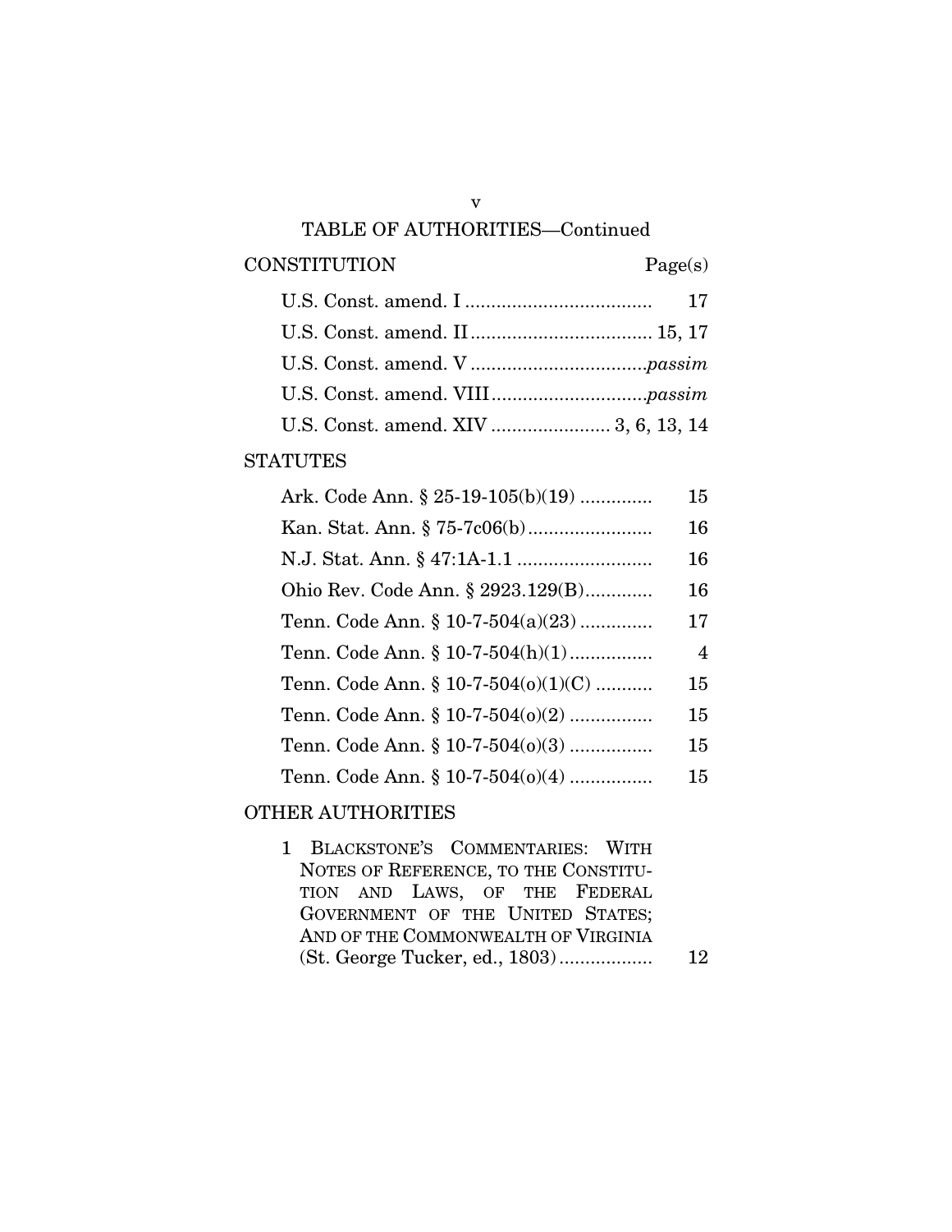## TABLE OF AUTHORITIES—Continued

| CONSTITUTION | Page(s) |
| --- | --- |
| U.S. Const. amend. I | 17 |
| U.S. Const. amend. II | 15, 17 |
| U.S. Const. amend. V | *passim* |
| U.S. Const. amend. VIII | *passim* |
| U.S. Const. amend. XIV | 3, 6, 13, 14 |

| STATUTES | |
| --- | --- |
| Ark. Code Ann. § 25-19-105(b)(19) | 15 |
| Kan. Stat. Ann. § 75-7c06(b) | 16 |
| N.J. Stat. Ann. § 47:1A-1.1 | 16 |
| Ohio Rev. Code Ann. § 2923.129(B) | 16 |
| Tenn. Code Ann. § 10-7-504(a)(23) | 17 |
| Tenn. Code Ann. § 10-7-504(h)(1) | 4 |
| Tenn. Code Ann. § 10-7-504(o)(1)(C) | 15 |
| Tenn. Code Ann. § 10-7-504(o)(2) | 15 |
| Tenn. Code Ann. § 10-7-504(o)(3) | 15 |
| Tenn. Code Ann. § 10-7-504(o)(4) | 15 |

| OTHER AUTHORITIES | |
| --- | --- |
| 1 BLACKSTONE'S COMMENTARIES: WITH NOTES OF REFERENCE, TO THE CONSTITUTION AND LAWS, OF THE FEDERAL GOVERNMENT OF THE UNITED STATES; AND OF THE COMMONWEALTH OF VIRGINIA (St. George Tucker, ed., 1803) | 12 |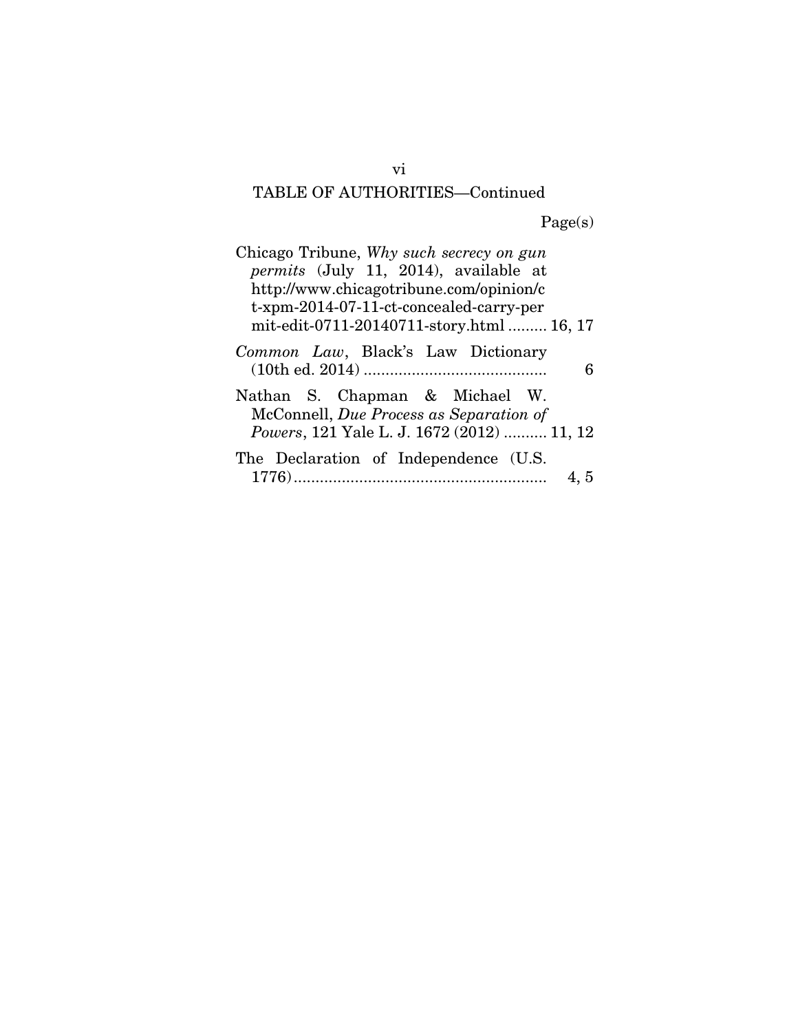## TABLE OF AUTHORITIES—Continued

Page(s)

Chicago Tribune, *Why such secrecy on gun permits* (July 11, 2014), available at http://www.chicagotribune.com/opinion/ct-xpm-2014-07-11-ct-concealed-carry-permit-edit-0711-20140711-story.html ......... 16, 17

*Common Law*, Black's Law Dictionary (10th ed. 2014) .......................................... 6

Nathan S. Chapman & Michael W. McConnell, *Due Process as Separation of Powers*, 121 Yale L. J. 1672 (2012) .......... 11, 12

The Declaration of Independence (U.S. 1776) .......................................................... 4, 5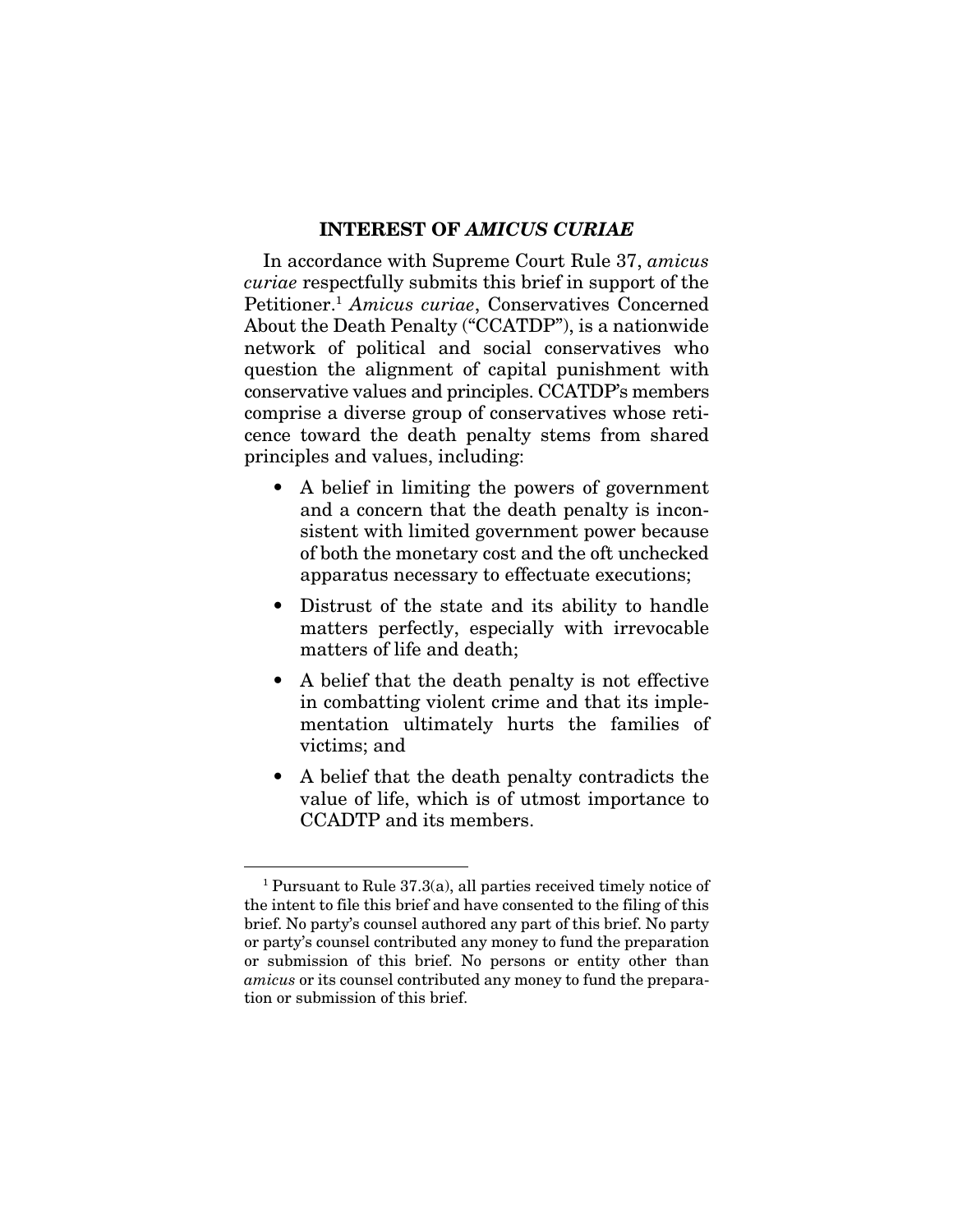## INTEREST OF *AMICUS CURIAE*

In accordance with Supreme Court Rule 37, *amicus curiae* respectfully submits this brief in support of the Petitioner.[1] *Amicus curiae*, Conservatives Concerned About the Death Penalty ("CCATDP"), is a nationwide network of political and social conservatives who question the alignment of capital punishment with conservative values and principles. CCATDP's members comprise a diverse group of conservatives whose reticence toward the death penalty stems from shared principles and values, including:

- A belief in limiting the powers of government and a concern that the death penalty is inconsistent with limited government power because of both the monetary cost and the oft unchecked apparatus necessary to effectuate executions;
- Distrust of the state and its ability to handle matters perfectly, especially with irrevocable matters of life and death;
- A belief that the death penalty is not effective in combatting violent crime and that its implementation ultimately hurts the families of victims; and
- A belief that the death penalty contradicts the value of life, which is of utmost importance to CCADTP and its members.

---

[1] Pursuant to Rule 37.3(a), all parties received timely notice of the intent to file this brief and have consented to the filing of this brief. No party's counsel authored any part of this brief. No party or party's counsel contributed any money to fund the preparation or submission of this brief. No persons or entity other than *amicus* or its counsel contributed any money to fund the preparation or submission of this brief.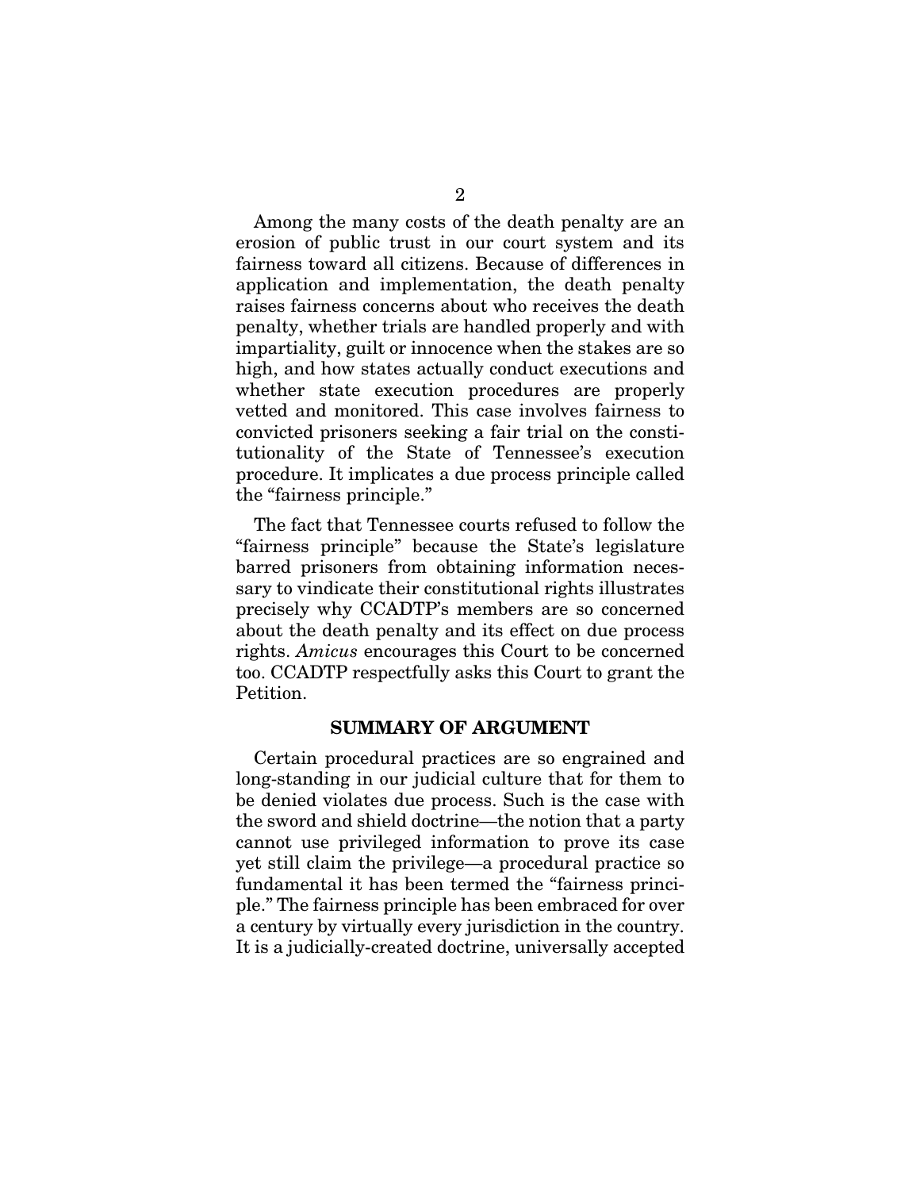Among the many costs of the death penalty are an erosion of public trust in our court system and its fairness toward all citizens. Because of differences in application and implementation, the death penalty raises fairness concerns about who receives the death penalty, whether trials are handled properly and with impartiality, guilt or innocence when the stakes are so high, and how states actually conduct executions and whether state execution procedures are properly vetted and monitored. This case involves fairness to convicted prisoners seeking a fair trial on the constitutionality of the State of Tennessee's execution procedure. It implicates a due process principle called the "fairness principle."

The fact that Tennessee courts refused to follow the "fairness principle" because the State's legislature barred prisoners from obtaining information necessary to vindicate their constitutional rights illustrates precisely why CCADTP's members are so concerned about the death penalty and its effect on due process rights. *Amicus* encourages this Court to be concerned too. CCADTP respectfully asks this Court to grant the Petition.

## SUMMARY OF ARGUMENT

Certain procedural practices are so engrained and long-standing in our judicial culture that for them to be denied violates due process. Such is the case with the sword and shield doctrine—the notion that a party cannot use privileged information to prove its case yet still claim the privilege—a procedural practice so fundamental it has been termed the "fairness principle." The fairness principle has been embraced for over a century by virtually every jurisdiction in the country. It is a judicially-created doctrine, universally accepted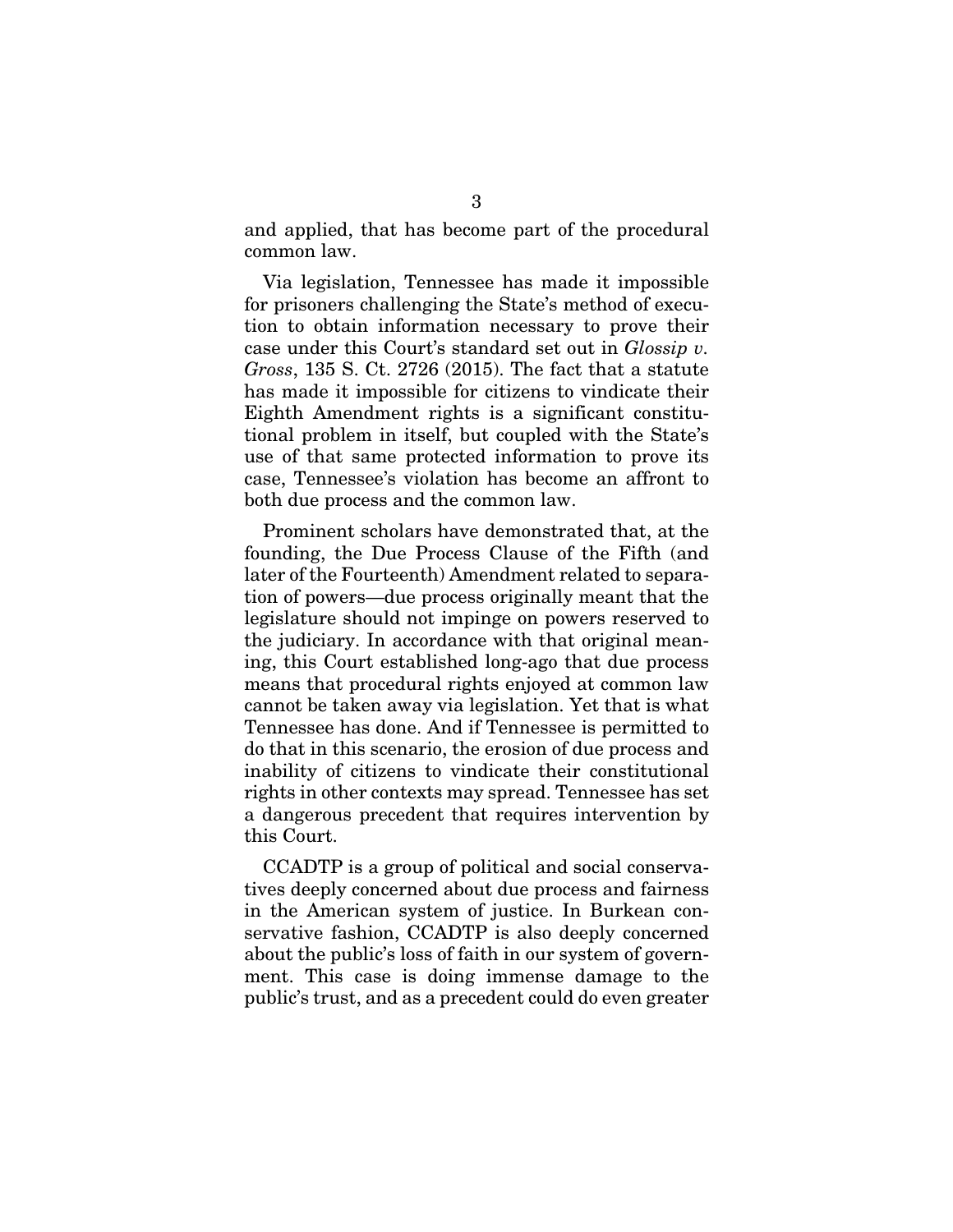and applied, that has become part of the procedural common law.

Via legislation, Tennessee has made it impossible for prisoners challenging the State's method of execution to obtain information necessary to prove their case under this Court's standard set out in *Glossip v. Gross*, 135 S. Ct. 2726 (2015). The fact that a statute has made it impossible for citizens to vindicate their Eighth Amendment rights is a significant constitutional problem in itself, but coupled with the State's use of that same protected information to prove its case, Tennessee's violation has become an affront to both due process and the common law.

Prominent scholars have demonstrated that, at the founding, the Due Process Clause of the Fifth (and later of the Fourteenth) Amendment related to separation of powers—due process originally meant that the legislature should not impinge on powers reserved to the judiciary. In accordance with that original meaning, this Court established long-ago that due process means that procedural rights enjoyed at common law cannot be taken away via legislation. Yet that is what Tennessee has done. And if Tennessee is permitted to do that in this scenario, the erosion of due process and inability of citizens to vindicate their constitutional rights in other contexts may spread. Tennessee has set a dangerous precedent that requires intervention by this Court.

CCADTP is a group of political and social conservatives deeply concerned about due process and fairness in the American system of justice. In Burkean conservative fashion, CCADTP is also deeply concerned about the public's loss of faith in our system of government. This case is doing immense damage to the public's trust, and as a precedent could do even greater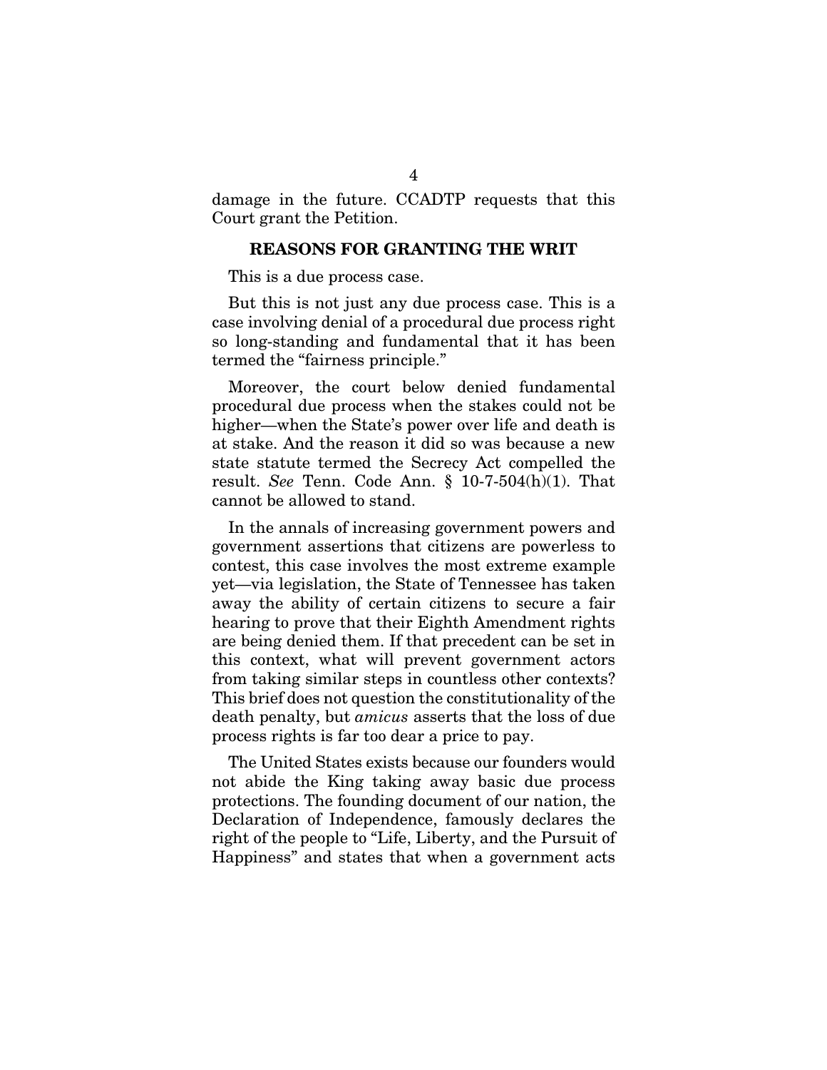damage in the future. CCADTP requests that this Court grant the Petition.

## REASONS FOR GRANTING THE WRIT

This is a due process case.

But this is not just any due process case. This is a case involving denial of a procedural due process right so long-standing and fundamental that it has been termed the "fairness principle."

Moreover, the court below denied fundamental procedural due process when the stakes could not be higher—when the State's power over life and death is at stake. And the reason it did so was because a new state statute termed the Secrecy Act compelled the result. *See* Tenn. Code Ann. § 10-7-504(h)(1). That cannot be allowed to stand.

In the annals of increasing government powers and government assertions that citizens are powerless to contest, this case involves the most extreme example yet—via legislation, the State of Tennessee has taken away the ability of certain citizens to secure a fair hearing to prove that their Eighth Amendment rights are being denied them. If that precedent can be set in this context, what will prevent government actors from taking similar steps in countless other contexts? This brief does not question the constitutionality of the death penalty, but *amicus* asserts that the loss of due process rights is far too dear a price to pay.

The United States exists because our founders would not abide the King taking away basic due process protections. The founding document of our nation, the Declaration of Independence, famously declares the right of the people to "Life, Liberty, and the Pursuit of Happiness" and states that when a government acts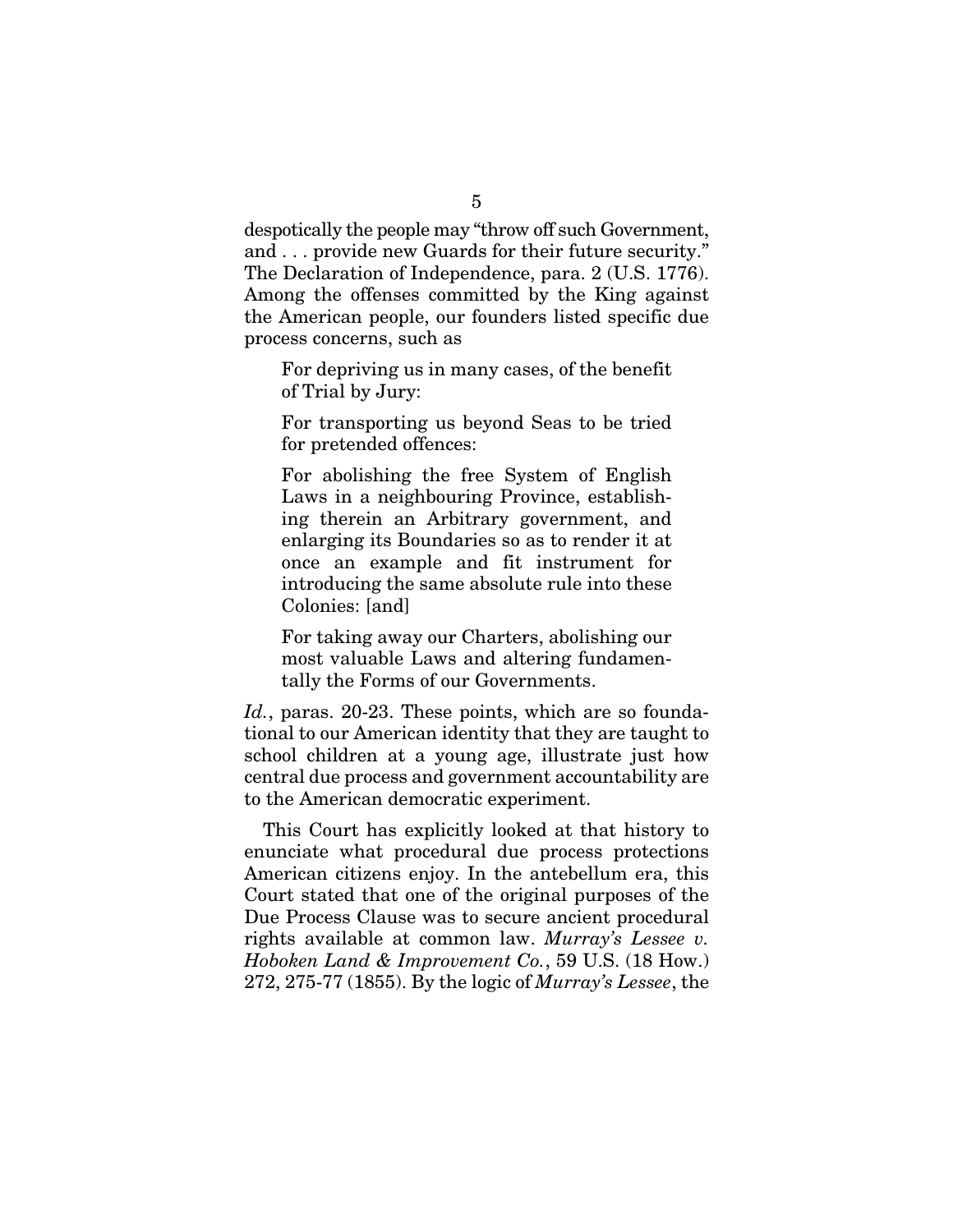despotically the people may "throw off such Government, and . . . provide new Guards for their future security." The Declaration of Independence, para. 2 (U.S. 1776). Among the offenses committed by the King against the American people, our founders listed specific due process concerns, such as

> For depriving us in many cases, of the benefit of Trial by Jury:
>
> For transporting us beyond Seas to be tried for pretended offences:
>
> For abolishing the free System of English Laws in a neighbouring Province, establishing therein an Arbitrary government, and enlarging its Boundaries so as to render it at once an example and fit instrument for introducing the same absolute rule into these Colonies: [and]
>
> For taking away our Charters, abolishing our most valuable Laws and altering fundamentally the Forms of our Governments.

*Id.*, paras. 20-23. These points, which are so foundational to our American identity that they are taught to school children at a young age, illustrate just how central due process and government accountability are to the American democratic experiment.

This Court has explicitly looked at that history to enunciate what procedural due process protections American citizens enjoy. In the antebellum era, this Court stated that one of the original purposes of the Due Process Clause was to secure ancient procedural rights available at common law. *Murray's Lessee v. Hoboken Land & Improvement Co.*, 59 U.S. (18 How.) 272, 275-77 (1855). By the logic of *Murray's Lessee*, the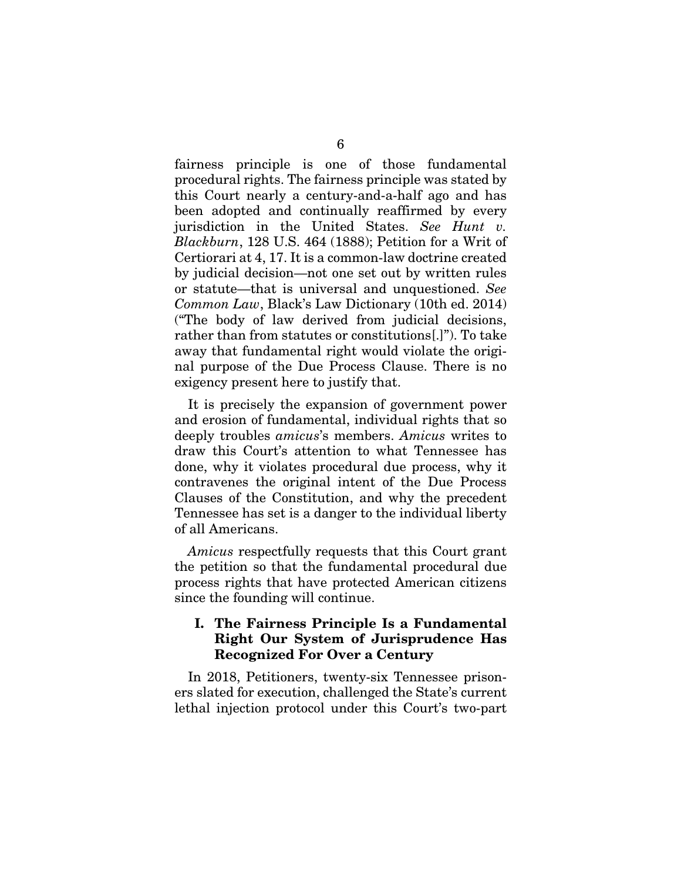fairness principle is one of those fundamental procedural rights. The fairness principle was stated by this Court nearly a century-and-a-half ago and has been adopted and continually reaffirmed by every jurisdiction in the United States. *See Hunt v. Blackburn*, 128 U.S. 464 (1888); Petition for a Writ of Certiorari at 4, 17. It is a common-law doctrine created by judicial decision—not one set out by written rules or statute—that is universal and unquestioned. *See Common Law*, Black's Law Dictionary (10th ed. 2014) ("The body of law derived from judicial decisions, rather than from statutes or constitutions[.]"). To take away that fundamental right would violate the original purpose of the Due Process Clause. There is no exigency present here to justify that.

It is precisely the expansion of government power and erosion of fundamental, individual rights that so deeply troubles *amicus*'s members. *Amicus* writes to draw this Court's attention to what Tennessee has done, why it violates procedural due process, why it contravenes the original intent of the Due Process Clauses of the Constitution, and why the precedent Tennessee has set is a danger to the individual liberty of all Americans.

*Amicus* respectfully requests that this Court grant the petition so that the fundamental procedural due process rights that have protected American citizens since the founding will continue.

## I. The Fairness Principle Is a Fundamental Right Our System of Jurisprudence Has Recognized For Over a Century

In 2018, Petitioners, twenty-six Tennessee prisoners slated for execution, challenged the State's current lethal injection protocol under this Court's two-part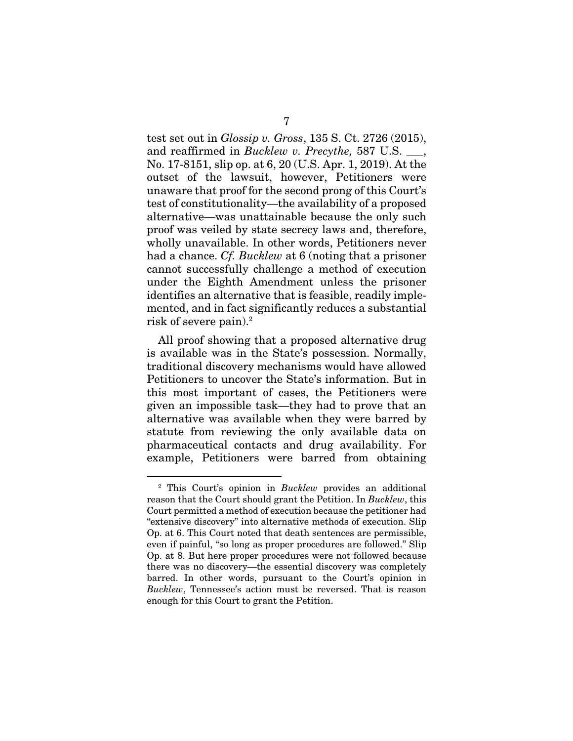test set out in *Glossip v. Gross*, 135 S. Ct. 2726 (2015), and reaffirmed in *Bucklew v. Precythe,* 587 U.S. ___, No. 17-8151, slip op. at 6, 20 (U.S. Apr. 1, 2019). At the outset of the lawsuit, however, Petitioners were unaware that proof for the second prong of this Court's test of constitutionality—the availability of a proposed alternative—was unattainable because the only such proof was veiled by state secrecy laws and, therefore, wholly unavailable. In other words, Petitioners never had a chance. *Cf. Bucklew* at 6 (noting that a prisoner cannot successfully challenge a method of execution under the Eighth Amendment unless the prisoner identifies an alternative that is feasible, readily implemented, and in fact significantly reduces a substantial risk of severe pain).[2]

All proof showing that a proposed alternative drug is available was in the State's possession. Normally, traditional discovery mechanisms would have allowed Petitioners to uncover the State's information. But in this most important of cases, the Petitioners were given an impossible task—they had to prove that an alternative was available when they were barred by statute from reviewing the only available data on pharmaceutical contacts and drug availability. For example, Petitioners were barred from obtaining

---

[2] This Court's opinion in *Bucklew* provides an additional reason that the Court should grant the Petition. In *Bucklew*, this Court permitted a method of execution because the petitioner had "extensive discovery" into alternative methods of execution. Slip Op. at 6. This Court noted that death sentences are permissible, even if painful, "so long as proper procedures are followed." Slip Op. at 8. But here proper procedures were not followed because there was no discovery—the essential discovery was completely barred. In other words, pursuant to the Court's opinion in *Bucklew*, Tennessee's action must be reversed. That is reason enough for this Court to grant the Petition.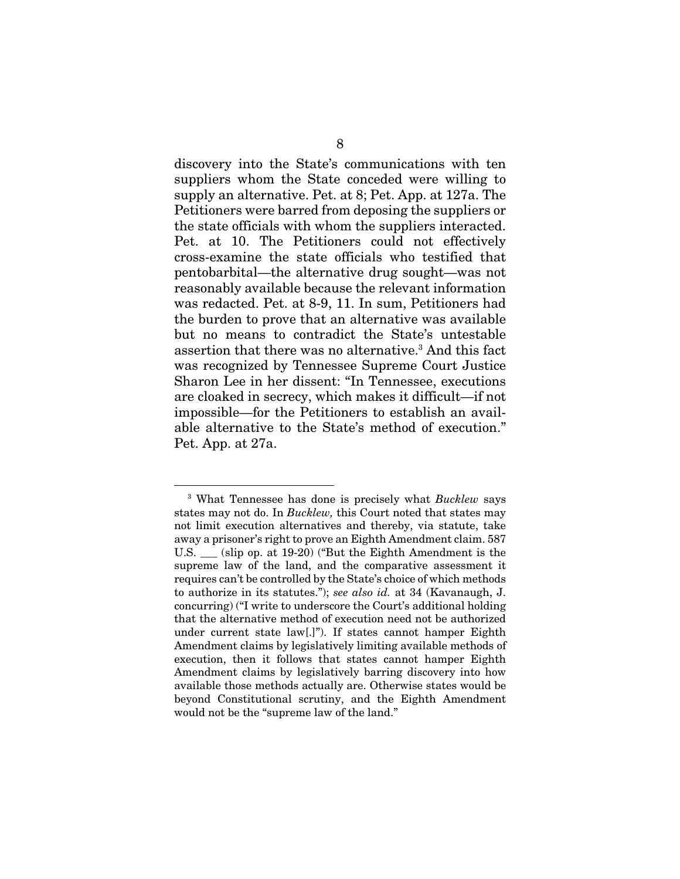discovery into the State's communications with ten suppliers whom the State conceded were willing to supply an alternative. Pet. at 8; Pet. App. at 127a. The Petitioners were barred from deposing the suppliers or the state officials with whom the suppliers interacted. Pet. at 10. The Petitioners could not effectively cross-examine the state officials who testified that pentobarbital—the alternative drug sought—was not reasonably available because the relevant information was redacted. Pet. at 8-9, 11. In sum, Petitioners had the burden to prove that an alternative was available but no means to contradict the State's untestable assertion that there was no alternative.[3] And this fact was recognized by Tennessee Supreme Court Justice Sharon Lee in her dissent: "In Tennessee, executions are cloaked in secrecy, which makes it difficult—if not impossible—for the Petitioners to establish an available alternative to the State's method of execution." Pet. App. at 27a.

---

[3] What Tennessee has done is precisely what *Bucklew* says states may not do. In *Bucklew,* this Court noted that states may not limit execution alternatives and thereby, via statute, take away a prisoner's right to prove an Eighth Amendment claim. 587 U.S. ___ (slip op. at 19-20) ("But the Eighth Amendment is the supreme law of the land, and the comparative assessment it requires can't be controlled by the State's choice of which methods to authorize in its statutes."); *see also id.* at 34 (Kavanaugh, J. concurring) ("I write to underscore the Court's additional holding that the alternative method of execution need not be authorized under current state law[.]"). If states cannot hamper Eighth Amendment claims by legislatively limiting available methods of execution, then it follows that states cannot hamper Eighth Amendment claims by legislatively barring discovery into how available those methods actually are. Otherwise states would be beyond Constitutional scrutiny, and the Eighth Amendment would not be the "supreme law of the land."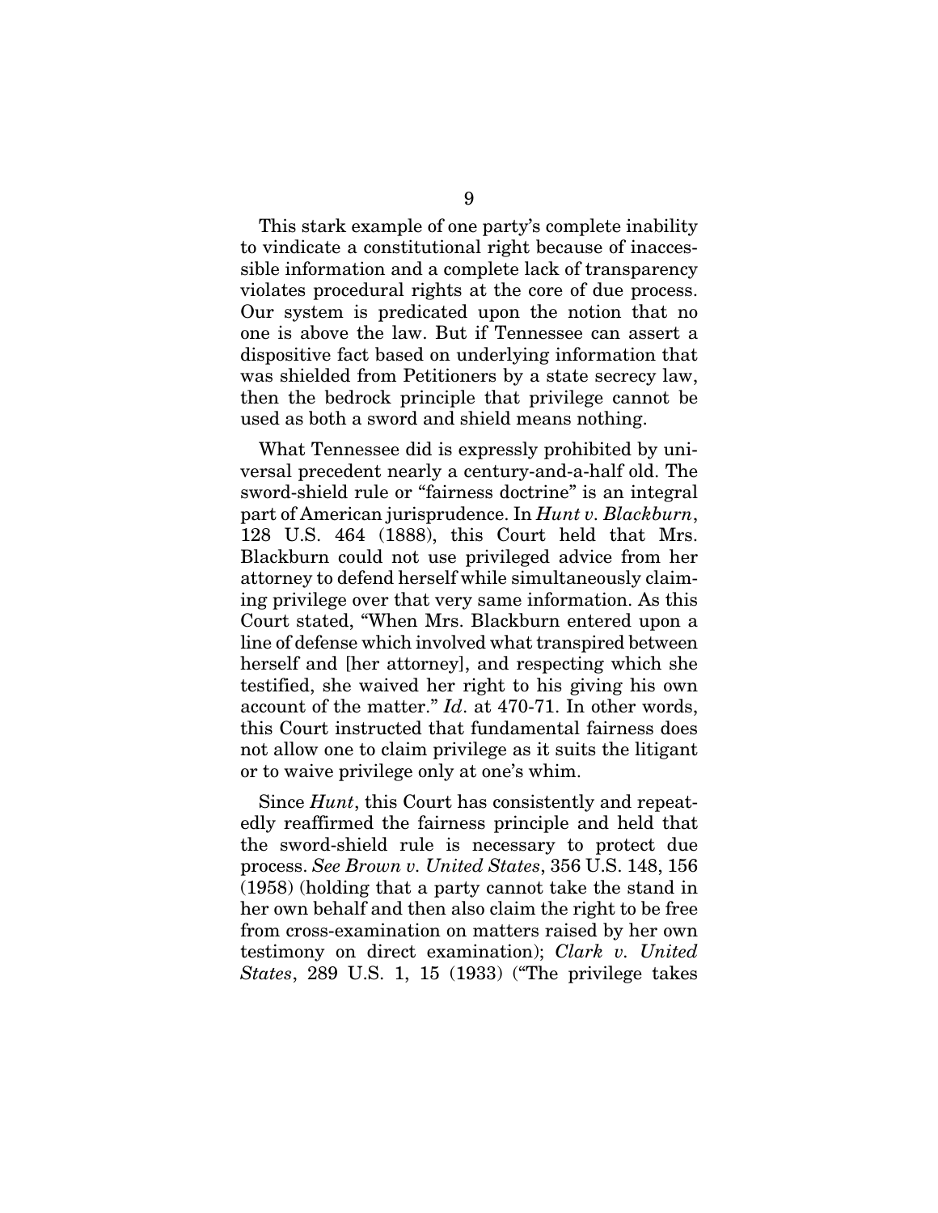This stark example of one party's complete inability to vindicate a constitutional right because of inaccessible information and a complete lack of transparency violates procedural rights at the core of due process. Our system is predicated upon the notion that no one is above the law. But if Tennessee can assert a dispositive fact based on underlying information that was shielded from Petitioners by a state secrecy law, then the bedrock principle that privilege cannot be used as both a sword and shield means nothing.

What Tennessee did is expressly prohibited by universal precedent nearly a century-and-a-half old. The sword-shield rule or "fairness doctrine" is an integral part of American jurisprudence. In *Hunt v. Blackburn*, 128 U.S. 464 (1888), this Court held that Mrs. Blackburn could not use privileged advice from her attorney to defend herself while simultaneously claiming privilege over that very same information. As this Court stated, "When Mrs. Blackburn entered upon a line of defense which involved what transpired between herself and [her attorney], and respecting which she testified, she waived her right to his giving his own account of the matter." *Id*. at 470-71. In other words, this Court instructed that fundamental fairness does not allow one to claim privilege as it suits the litigant or to waive privilege only at one's whim.

Since *Hunt*, this Court has consistently and repeatedly reaffirmed the fairness principle and held that the sword-shield rule is necessary to protect due process. *See Brown v. United States*, 356 U.S. 148, 156 (1958) (holding that a party cannot take the stand in her own behalf and then also claim the right to be free from cross-examination on matters raised by her own testimony on direct examination); *Clark v. United States*, 289 U.S. 1, 15 (1933) ("The privilege takes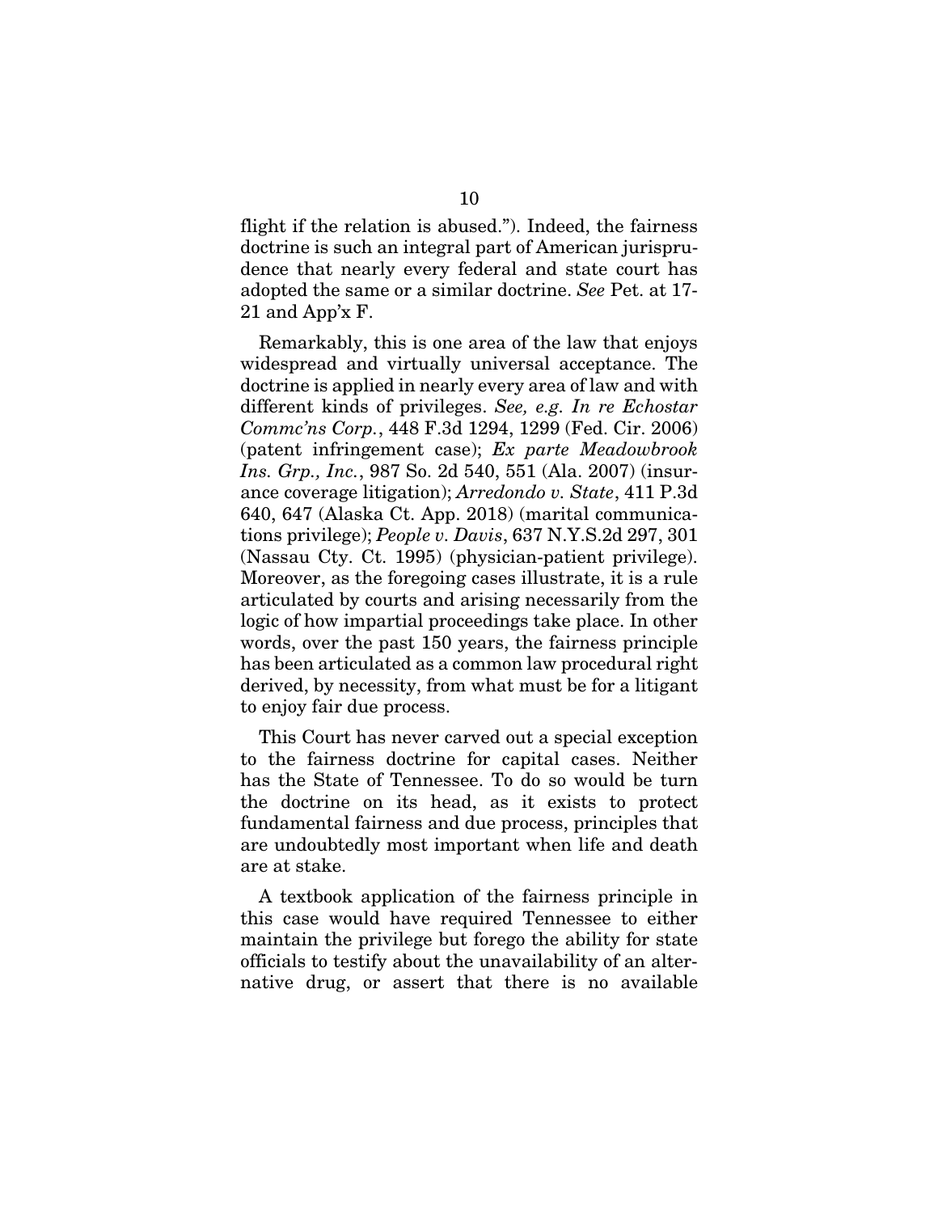flight if the relation is abused."). Indeed, the fairness doctrine is such an integral part of American jurisprudence that nearly every federal and state court has adopted the same or a similar doctrine. *See* Pet. at 17-21 and App'x F.

Remarkably, this is one area of the law that enjoys widespread and virtually universal acceptance. The doctrine is applied in nearly every area of law and with different kinds of privileges. *See, e.g. In re Echostar Commc'ns Corp.*, 448 F.3d 1294, 1299 (Fed. Cir. 2006) (patent infringement case); *Ex parte Meadowbrook Ins. Grp., Inc.*, 987 So. 2d 540, 551 (Ala. 2007) (insurance coverage litigation); *Arredondo v. State*, 411 P.3d 640, 647 (Alaska Ct. App. 2018) (marital communications privilege); *People v. Davis*, 637 N.Y.S.2d 297, 301 (Nassau Cty. Ct. 1995) (physician-patient privilege). Moreover, as the foregoing cases illustrate, it is a rule articulated by courts and arising necessarily from the logic of how impartial proceedings take place. In other words, over the past 150 years, the fairness principle has been articulated as a common law procedural right derived, by necessity, from what must be for a litigant to enjoy fair due process.

This Court has never carved out a special exception to the fairness doctrine for capital cases. Neither has the State of Tennessee. To do so would be turn the doctrine on its head, as it exists to protect fundamental fairness and due process, principles that are undoubtedly most important when life and death are at stake.

A textbook application of the fairness principle in this case would have required Tennessee to either maintain the privilege but forego the ability for state officials to testify about the unavailability of an alternative drug, or assert that there is no available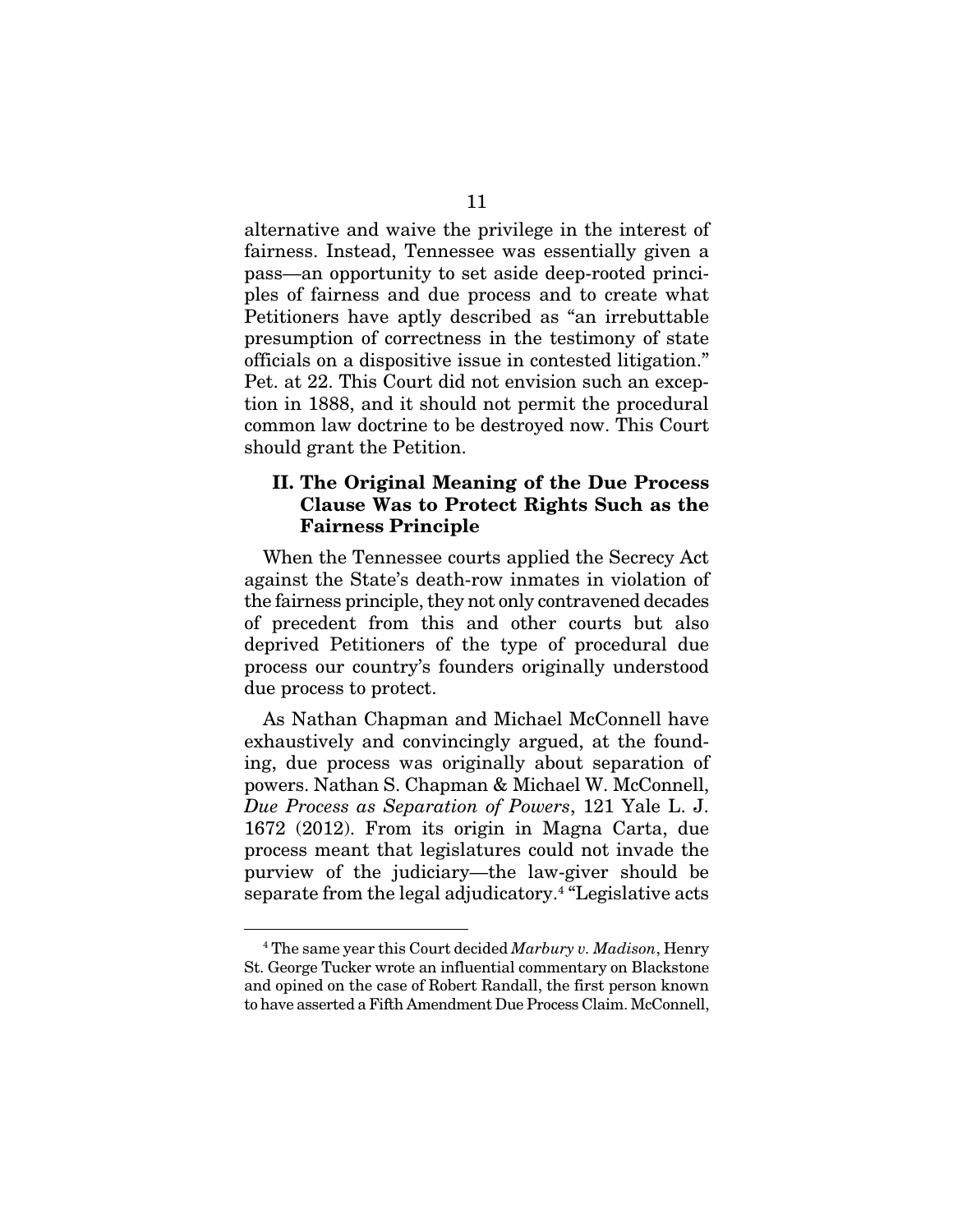alternative and waive the privilege in the interest of fairness. Instead, Tennessee was essentially given a pass—an opportunity to set aside deep-rooted principles of fairness and due process and to create what Petitioners have aptly described as "an irrebuttable presumption of correctness in the testimony of state officials on a dispositive issue in contested litigation." Pet. at 22. This Court did not envision such an exception in 1888, and it should not permit the procedural common law doctrine to be destroyed now. This Court should grant the Petition.

## II. The Original Meaning of the Due Process Clause Was to Protect Rights Such as the Fairness Principle

When the Tennessee courts applied the Secrecy Act against the State's death-row inmates in violation of the fairness principle, they not only contravened decades of precedent from this and other courts but also deprived Petitioners of the type of procedural due process our country's founders originally understood due process to protect.

As Nathan Chapman and Michael McConnell have exhaustively and convincingly argued, at the founding, due process was originally about separation of powers. Nathan S. Chapman & Michael W. McConnell, *Due Process as Separation of Powers*, 121 Yale L. J. 1672 (2012). From its origin in Magna Carta, due process meant that legislatures could not invade the purview of the judiciary—the law-giver should be separate from the legal adjudicatory.[4] "Legislative acts

[4] The same year this Court decided *Marbury v. Madison*, Henry St. George Tucker wrote an influential commentary on Blackstone and opined on the case of Robert Randall, the first person known to have asserted a Fifth Amendment Due Process Claim. McConnell,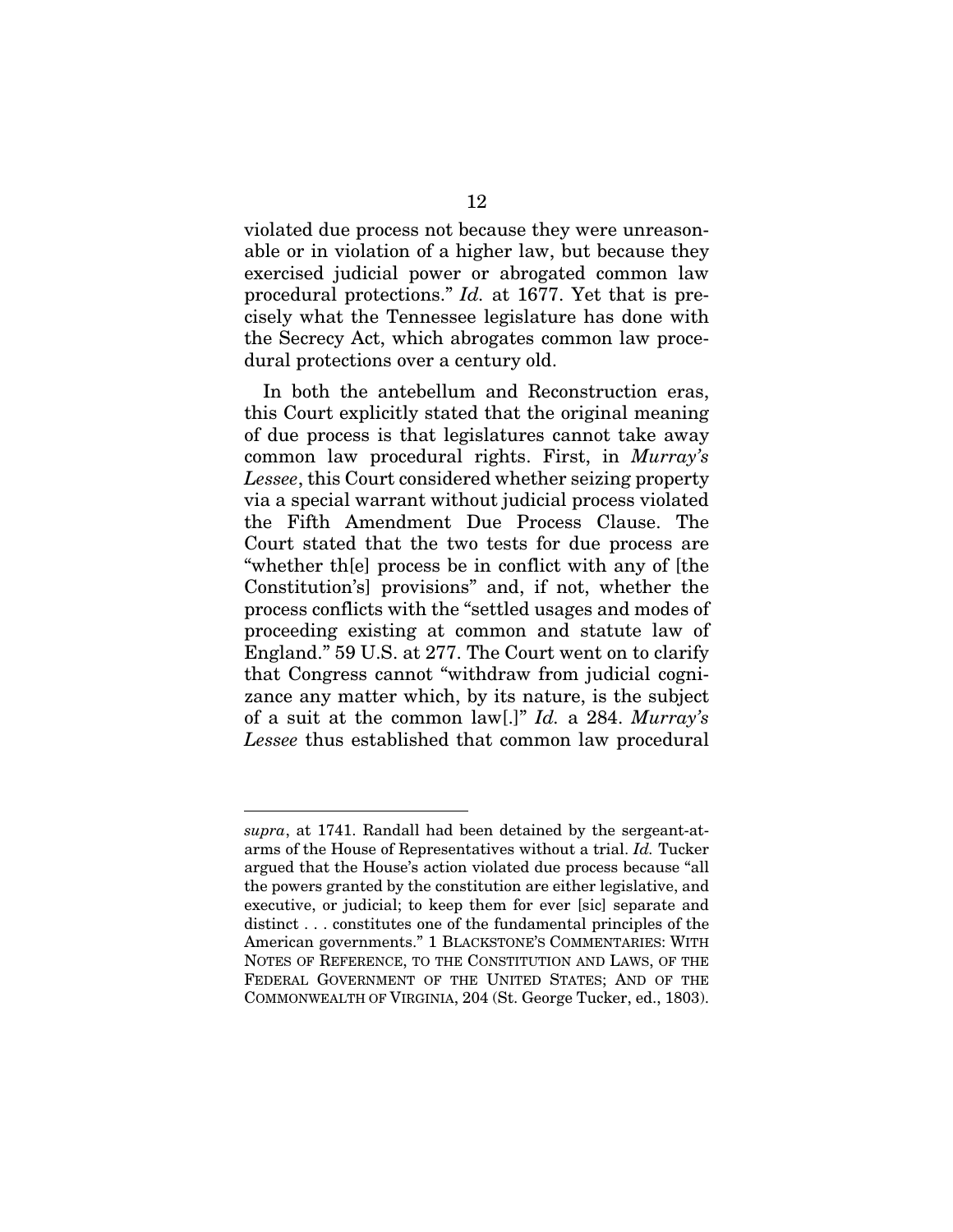violated due process not because they were unreasonable or in violation of a higher law, but because they exercised judicial power or abrogated common law procedural protections." *Id.* at 1677. Yet that is precisely what the Tennessee legislature has done with the Secrecy Act, which abrogates common law procedural protections over a century old.

In both the antebellum and Reconstruction eras, this Court explicitly stated that the original meaning of due process is that legislatures cannot take away common law procedural rights. First, in *Murray's Lessee*, this Court considered whether seizing property via a special warrant without judicial process violated the Fifth Amendment Due Process Clause. The Court stated that the two tests for due process are "whether th[e] process be in conflict with any of [the Constitution's] provisions" and, if not, whether the process conflicts with the "settled usages and modes of proceeding existing at common and statute law of England." 59 U.S. at 277. The Court went on to clarify that Congress cannot "withdraw from judicial cognizance any matter which, by its nature, is the subject of a suit at the common law[.]" *Id.* a 284. *Murray's Lessee* thus established that common law procedural

---

*supra*, at 1741. Randall had been detained by the sergeant-at-arms of the House of Representatives without a trial. *Id.* Tucker argued that the House's action violated due process because "all the powers granted by the constitution are either legislative, and executive, or judicial; to keep them for ever [sic] separate and distinct . . . constitutes one of the fundamental principles of the American governments." 1 BLACKSTONE'S COMMENTARIES: WITH NOTES OF REFERENCE, TO THE CONSTITUTION AND LAWS, OF THE FEDERAL GOVERNMENT OF THE UNITED STATES; AND OF THE COMMONWEALTH OF VIRGINIA, 204 (St. George Tucker, ed., 1803).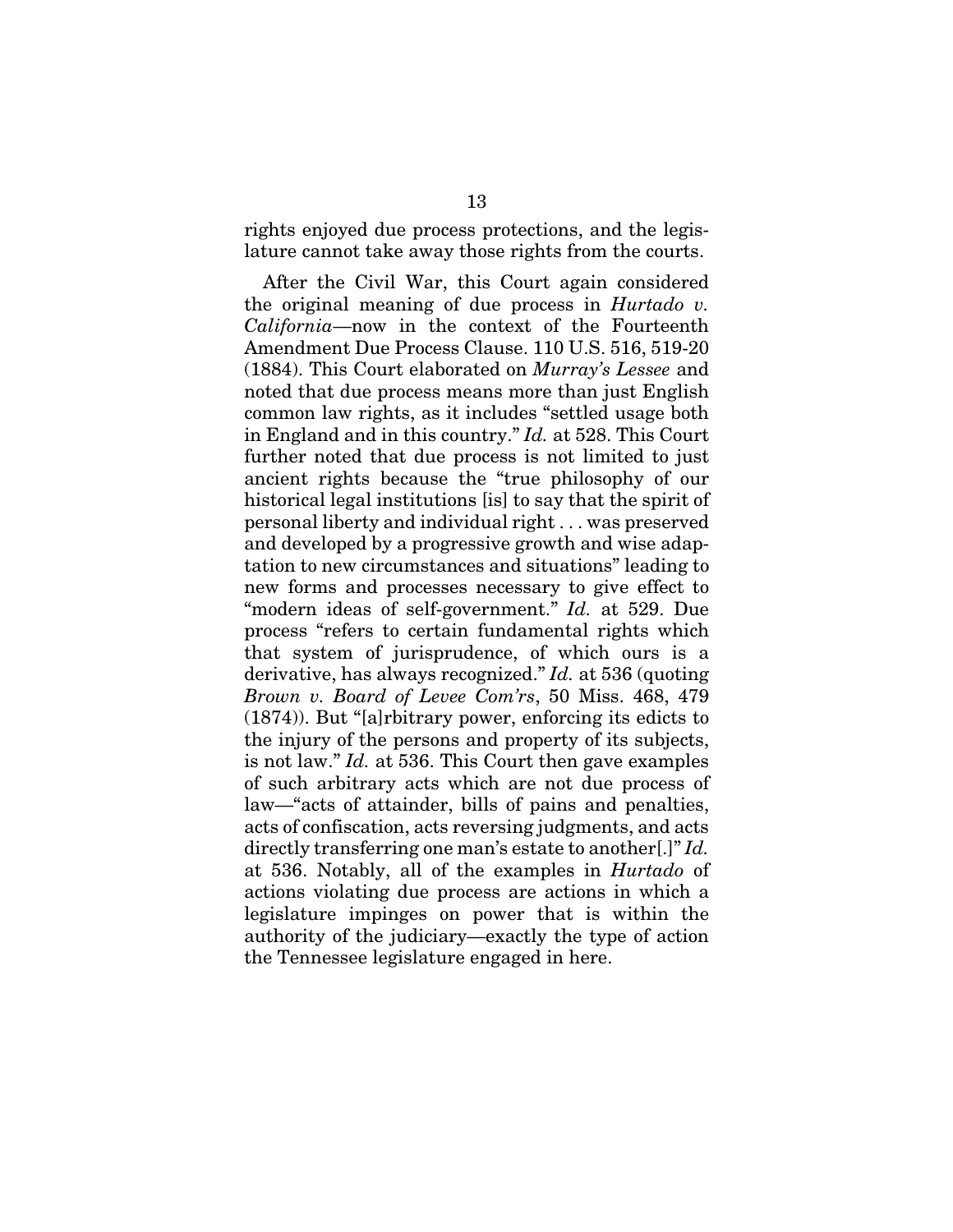rights enjoyed due process protections, and the legislature cannot take away those rights from the courts.

After the Civil War, this Court again considered the original meaning of due process in *Hurtado v. California*—now in the context of the Fourteenth Amendment Due Process Clause. 110 U.S. 516, 519-20 (1884). This Court elaborated on *Murray's Lessee* and noted that due process means more than just English common law rights, as it includes "settled usage both in England and in this country." *Id.* at 528. This Court further noted that due process is not limited to just ancient rights because the "true philosophy of our historical legal institutions [is] to say that the spirit of personal liberty and individual right . . . was preserved and developed by a progressive growth and wise adaptation to new circumstances and situations" leading to new forms and processes necessary to give effect to "modern ideas of self-government." *Id.* at 529. Due process "refers to certain fundamental rights which that system of jurisprudence, of which ours is a derivative, has always recognized." *Id.* at 536 (quoting *Brown v. Board of Levee Com'rs*, 50 Miss. 468, 479 (1874)). But "[a]rbitrary power, enforcing its edicts to the injury of the persons and property of its subjects, is not law." *Id.* at 536. This Court then gave examples of such arbitrary acts which are not due process of law—"acts of attainder, bills of pains and penalties, acts of confiscation, acts reversing judgments, and acts directly transferring one man's estate to another[.]" *Id.* at 536. Notably, all of the examples in *Hurtado* of actions violating due process are actions in which a legislature impinges on power that is within the authority of the judiciary—exactly the type of action the Tennessee legislature engaged in here.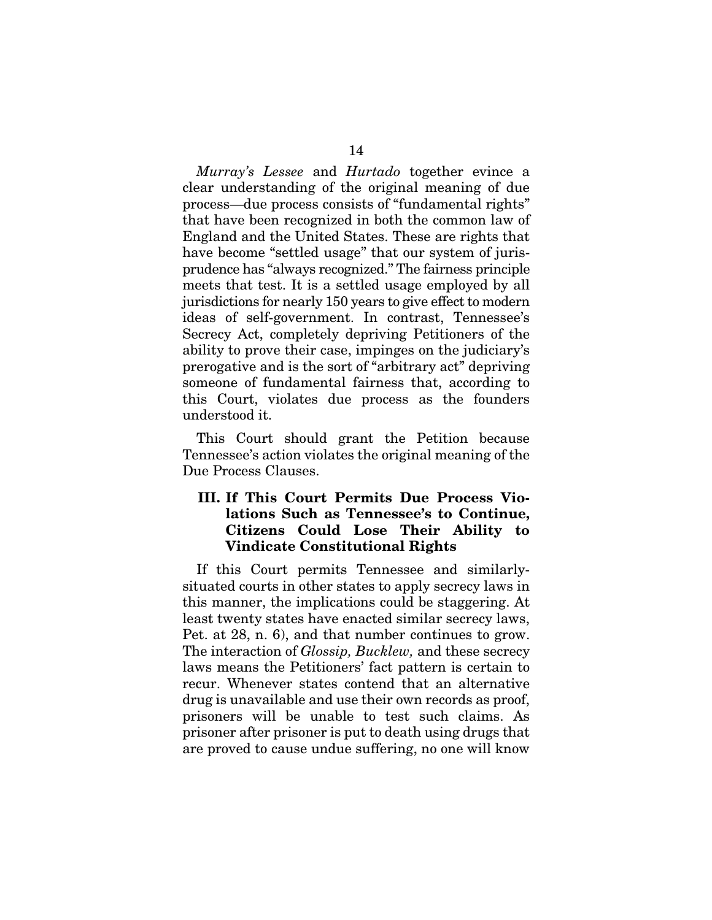*Murray's Lessee* and *Hurtado* together evince a clear understanding of the original meaning of due process—due process consists of "fundamental rights" that have been recognized in both the common law of England and the United States. These are rights that have become "settled usage" that our system of jurisprudence has "always recognized." The fairness principle meets that test. It is a settled usage employed by all jurisdictions for nearly 150 years to give effect to modern ideas of self-government. In contrast, Tennessee's Secrecy Act, completely depriving Petitioners of the ability to prove their case, impinges on the judiciary's prerogative and is the sort of "arbitrary act" depriving someone of fundamental fairness that, according to this Court, violates due process as the founders understood it.

This Court should grant the Petition because Tennessee's action violates the original meaning of the Due Process Clauses.

## III. If This Court Permits Due Process Violations Such as Tennessee's to Continue, Citizens Could Lose Their Ability to Vindicate Constitutional Rights

If this Court permits Tennessee and similarly-situated courts in other states to apply secrecy laws in this manner, the implications could be staggering. At least twenty states have enacted similar secrecy laws, Pet. at 28, n. 6), and that number continues to grow. The interaction of *Glossip, Bucklew,* and these secrecy laws means the Petitioners' fact pattern is certain to recur. Whenever states contend that an alternative drug is unavailable and use their own records as proof, prisoners will be unable to test such claims. As prisoner after prisoner is put to death using drugs that are proved to cause undue suffering, no one will know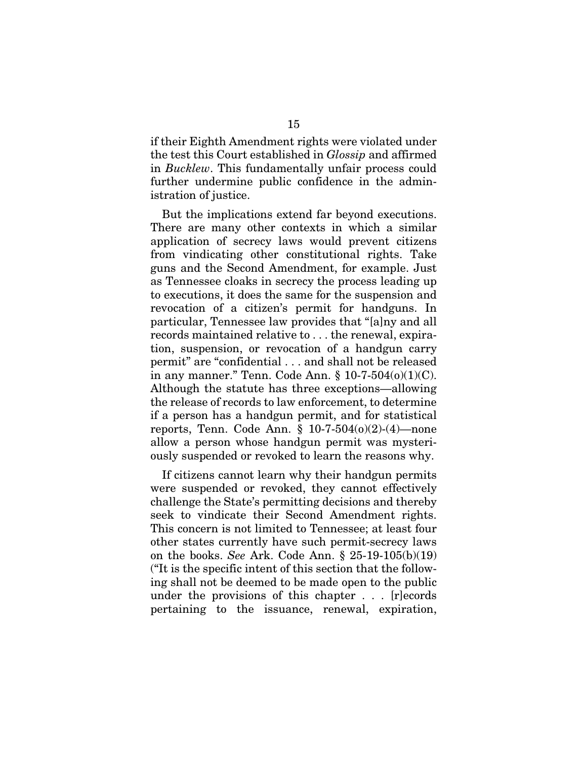if their Eighth Amendment rights were violated under the test this Court established in *Glossip* and affirmed in *Bucklew*. This fundamentally unfair process could further undermine public confidence in the administration of justice.

But the implications extend far beyond executions. There are many other contexts in which a similar application of secrecy laws would prevent citizens from vindicating other constitutional rights. Take guns and the Second Amendment, for example. Just as Tennessee cloaks in secrecy the process leading up to executions, it does the same for the suspension and revocation of a citizen's permit for handguns. In particular, Tennessee law provides that "[a]ny and all records maintained relative to . . . the renewal, expiration, suspension, or revocation of a handgun carry permit" are "confidential . . . and shall not be released in any manner." Tenn. Code Ann. § 10-7-504(o)(1)(C). Although the statute has three exceptions—allowing the release of records to law enforcement, to determine if a person has a handgun permit, and for statistical reports, Tenn. Code Ann. § 10-7-504(o)(2)-(4)—none allow a person whose handgun permit was mysteriously suspended or revoked to learn the reasons why.

If citizens cannot learn why their handgun permits were suspended or revoked, they cannot effectively challenge the State's permitting decisions and thereby seek to vindicate their Second Amendment rights. This concern is not limited to Tennessee; at least four other states currently have such permit-secrecy laws on the books. *See* Ark. Code Ann. § 25-19-105(b)(19) ("It is the specific intent of this section that the following shall not be deemed to be made open to the public under the provisions of this chapter . . . [r]ecords pertaining to the issuance, renewal, expiration,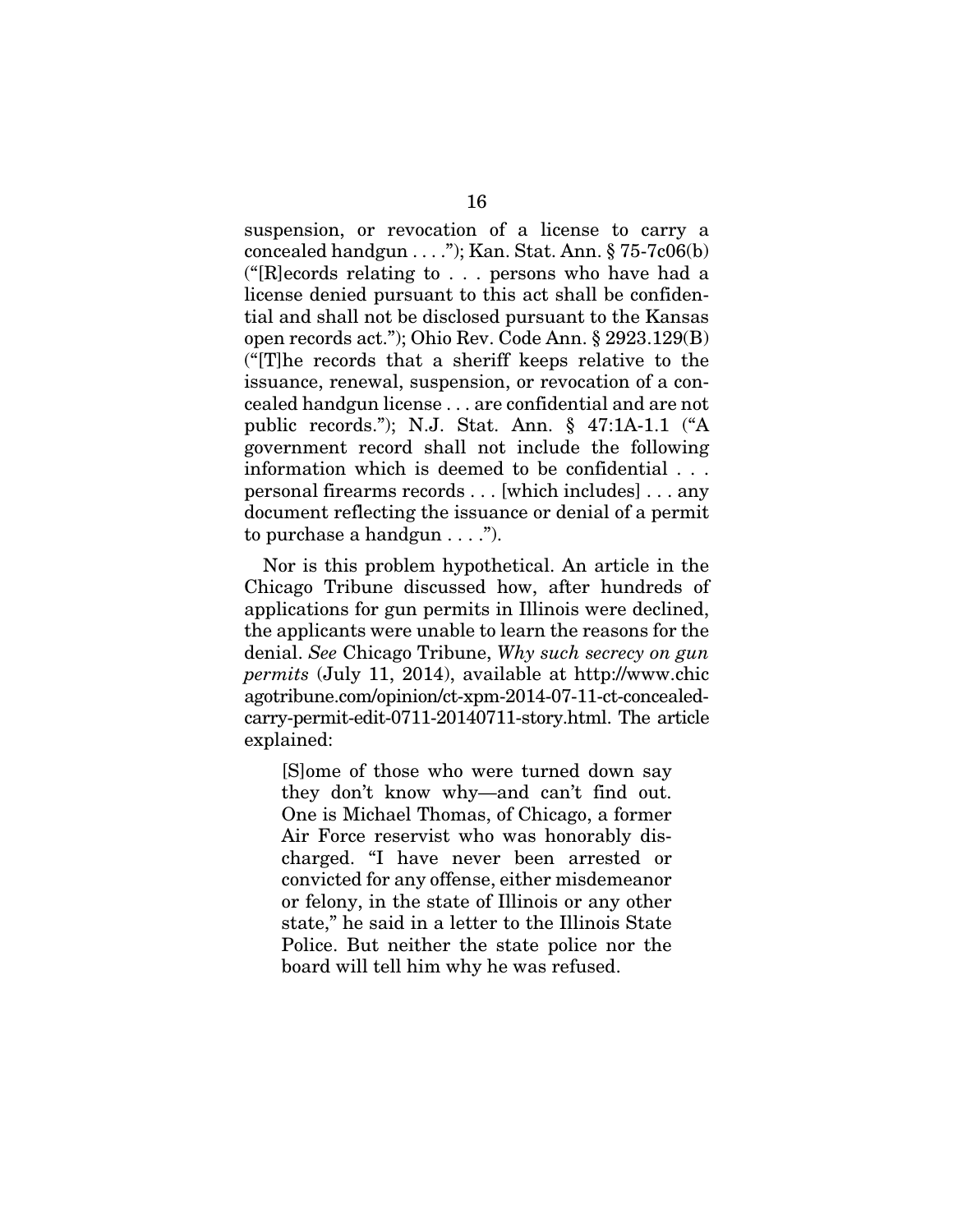suspension, or revocation of a license to carry a concealed handgun . . . ."); Kan. Stat. Ann. § 75-7c06(b) ("[R]ecords relating to . . . persons who have had a license denied pursuant to this act shall be confidential and shall not be disclosed pursuant to the Kansas open records act."); Ohio Rev. Code Ann. § 2923.129(B) ("[T]he records that a sheriff keeps relative to the issuance, renewal, suspension, or revocation of a concealed handgun license . . . are confidential and are not public records."); N.J. Stat. Ann. § 47:1A-1.1 ("A government record shall not include the following information which is deemed to be confidential . . . personal firearms records . . . [which includes] . . . any document reflecting the issuance or denial of a permit to purchase a handgun . . . .").

Nor is this problem hypothetical. An article in the Chicago Tribune discussed how, after hundreds of applications for gun permits in Illinois were declined, the applicants were unable to learn the reasons for the denial. *See* Chicago Tribune, *Why such secrecy on gun permits* (July 11, 2014), available at http://www.chicagotribune.com/opinion/ct-xpm-2014-07-11-ct-concealed-carry-permit-edit-0711-20140711-story.html. The article explained:

> [S]ome of those who were turned down say they don't know why—and can't find out. One is Michael Thomas, of Chicago, a former Air Force reservist who was honorably discharged. "I have never been arrested or convicted for any offense, either misdemeanor or felony, in the state of Illinois or any other state," he said in a letter to the Illinois State Police. But neither the state police nor the board will tell him why he was refused.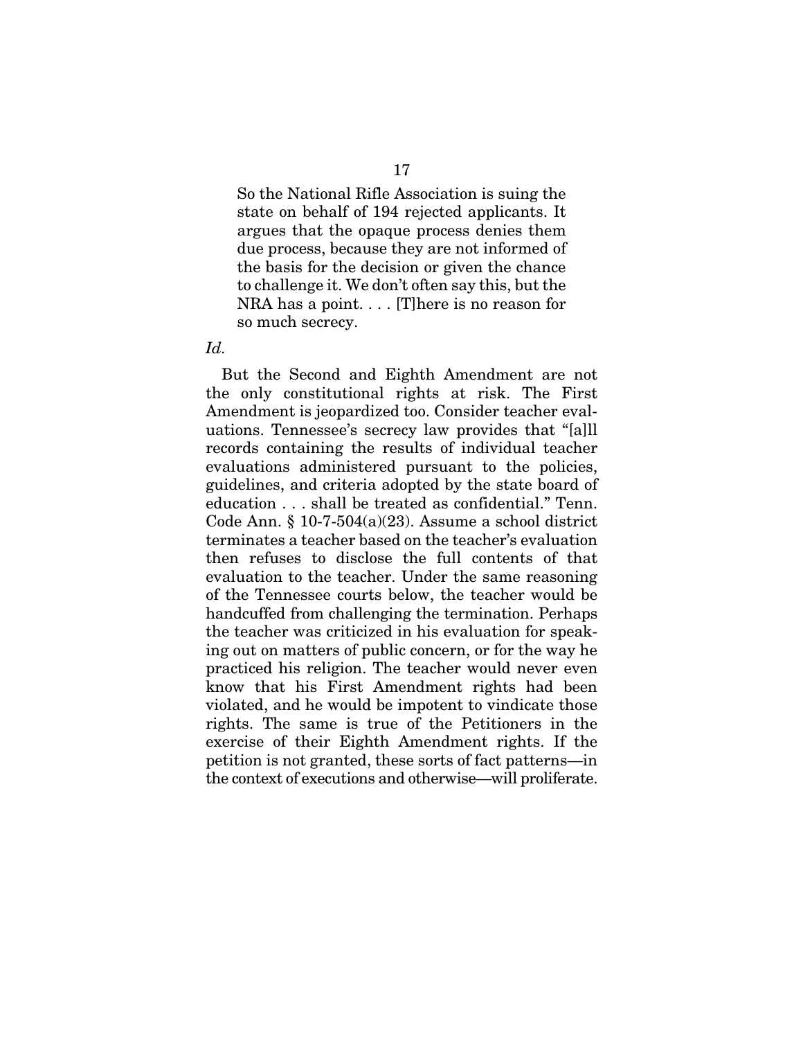> So the National Rifle Association is suing the state on behalf of 194 rejected applicants. It argues that the opaque process denies them due process, because they are not informed of the basis for the decision or given the chance to challenge it. We don't often say this, but the NRA has a point. . . . [T]here is no reason for so much secrecy.

*Id.*

But the Second and Eighth Amendment are not the only constitutional rights at risk. The First Amendment is jeopardized too. Consider teacher evaluations. Tennessee's secrecy law provides that "[a]ll records containing the results of individual teacher evaluations administered pursuant to the policies, guidelines, and criteria adopted by the state board of education . . . shall be treated as confidential." Tenn. Code Ann. § 10-7-504(a)(23). Assume a school district terminates a teacher based on the teacher's evaluation then refuses to disclose the full contents of that evaluation to the teacher. Under the same reasoning of the Tennessee courts below, the teacher would be handcuffed from challenging the termination. Perhaps the teacher was criticized in his evaluation for speaking out on matters of public concern, or for the way he practiced his religion. The teacher would never even know that his First Amendment rights had been violated, and he would be impotent to vindicate those rights. The same is true of the Petitioners in the exercise of their Eighth Amendment rights. If the petition is not granted, these sorts of fact patterns—in the context of executions and otherwise—will proliferate.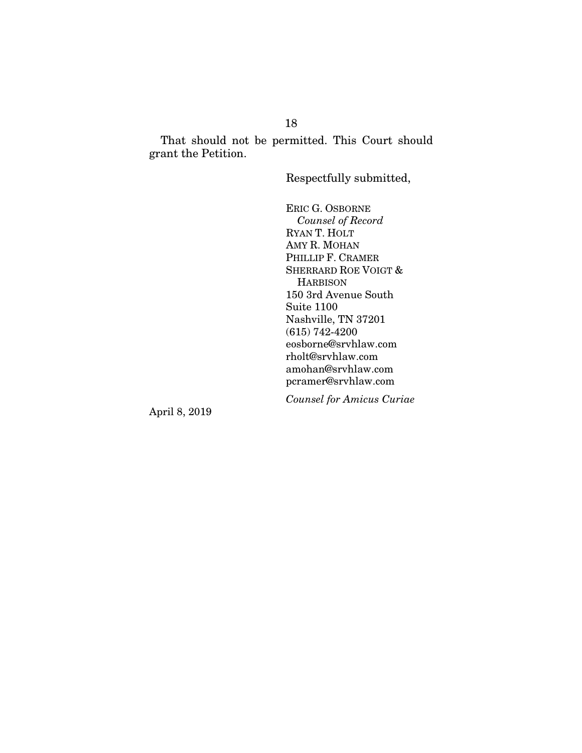That should not be permitted. This Court should grant the Petition.

Respectfully submitted,

ERIC G. OSBORNE
*Counsel of Record*
RYAN T. HOLT
AMY R. MOHAN
PHILLIP F. CRAMER
SHERRARD ROE VOIGT & HARBISON
150 3rd Avenue South
Suite 1100
Nashville, TN 37201
(615) 742-4200
eosborne@srvhlaw.com
rholt@srvhlaw.com
amohan@srvhlaw.com
pcramer@srvhlaw.com

*Counsel for Amicus Curiae*

April 8, 2019